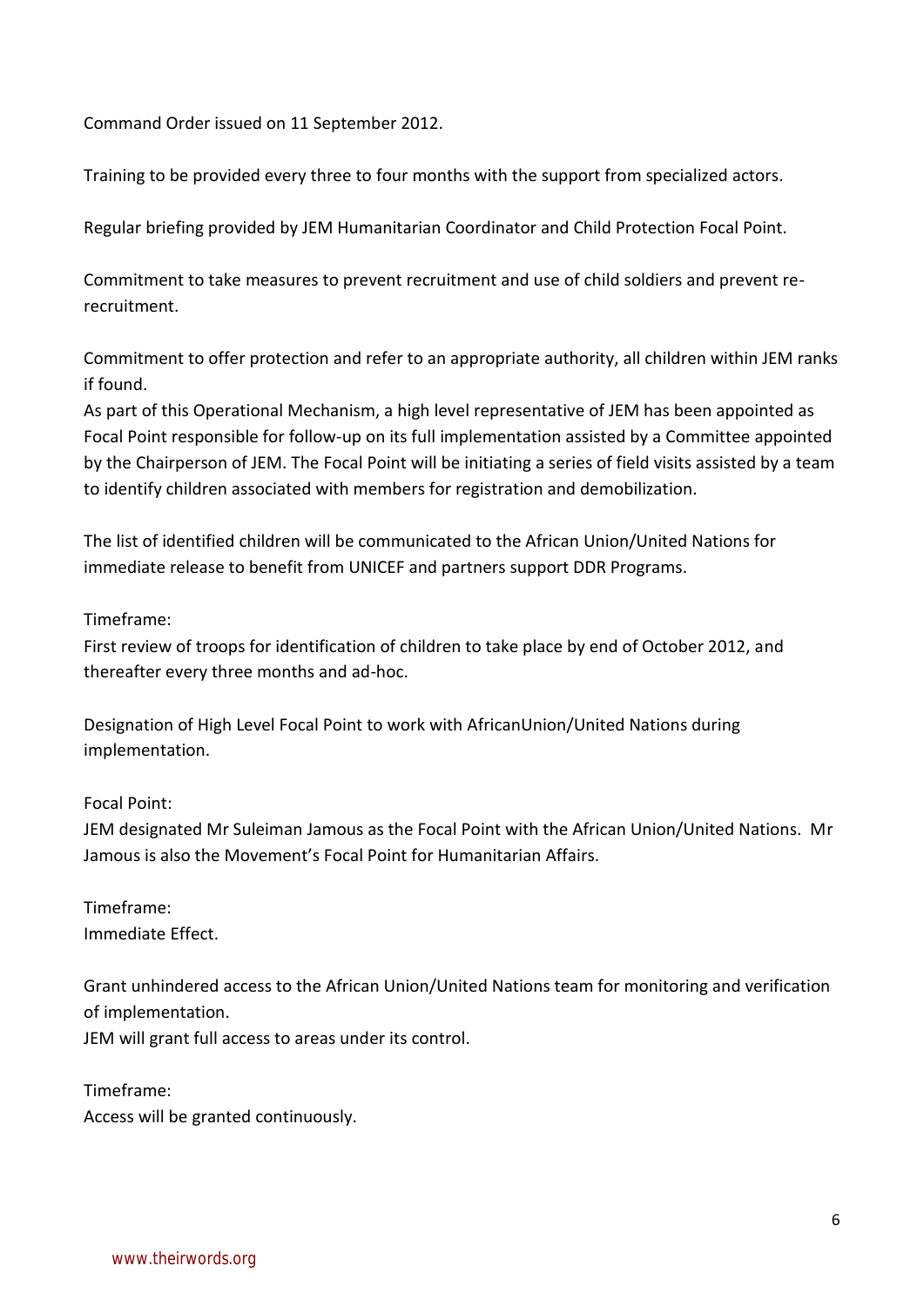Command Order issued on 11 September 2012.

Training to be provided every three to four months with the support from specialized actors.

Regular briefing provided by JEM Humanitarian Coordinator and Child Protection Focal Point.

Commitment to take measures to prevent recruitment and use of child soldiers and prevent re-recruitment.

Commitment to offer protection and refer to an appropriate authority, all children within JEM ranks if found.
As part of this Operational Mechanism, a high level representative of JEM has been appointed as Focal Point responsible for follow-up on its full implementation assisted by a Committee appointed by the Chairperson of JEM. The Focal Point will be initiating a series of field visits assisted by a team to identify children associated with members for registration and demobilization.

The list of identified children will be communicated to the African Union/United Nations for immediate release to benefit from UNICEF and partners support DDR Programs.

Timeframe:
First review of troops for identification of children to take place by end of October 2012, and thereafter every three months and ad-hoc.

Designation of High Level Focal Point to work with AfricanUnion/United Nations during implementation.

Focal Point:
JEM designated Mr Suleiman Jamous as the Focal Point with the African Union/United Nations. Mr Jamous is also the Movement's Focal Point for Humanitarian Affairs.

Timeframe:
Immediate Effect.

Grant unhindered access to the African Union/United Nations team for monitoring and verification of implementation.
JEM will grant full access to areas under its control.

Timeframe:
Access will be granted continuously.